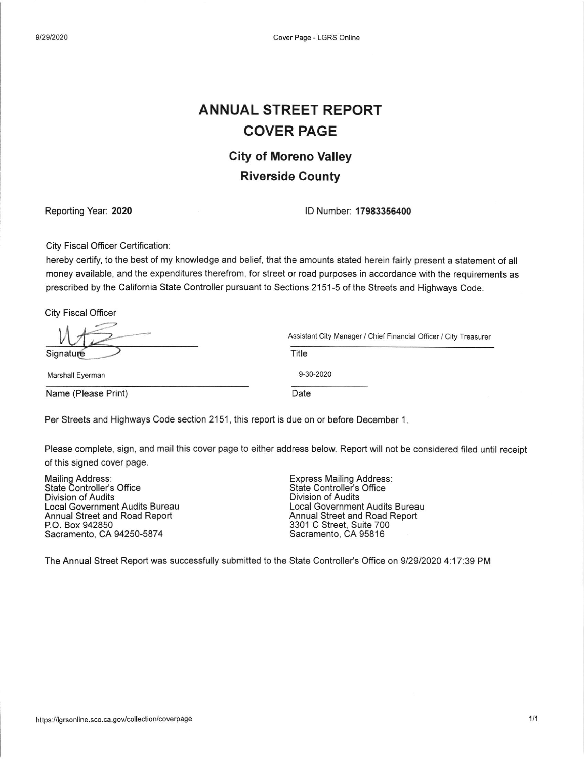# ANNUAL STREET REPORT
# COVER PAGE

## City of Moreno Valley
## Riverside County

Reporting Year: **2020**

ID Number: **17983356400**

City Fiscal Officer Certification:
hereby certify, to the best of my knowledge and belief, that the amounts stated herein fairly present a statement of all money available, and the expenditures therefrom, for street or road purposes in accordance with the requirements as prescribed by the California State Controller pursuant to Sections 2151-5 of the Streets and Highways Code.

City Fiscal Officer

Signature

Title: Assistant City Manager / Chief Financial Officer / City Treasurer

Name (Please Print): Marshall Eyerman

Date: 9-30-2020

Per Streets and Highways Code section 2151, this report is due on or before December 1.

Please complete, sign, and mail this cover page to either address below. Report will not be considered filed until receipt of this signed cover page.

Mailing Address:
State Controller's Office
Division of Audits
Local Government Audits Bureau
Annual Street and Road Report
P.O. Box 942850
Sacramento, CA 94250-5874

Express Mailing Address:
State Controller's Office
Division of Audits
Local Government Audits Bureau
Annual Street and Road Report
3301 C Street, Suite 700
Sacramento, CA 95816

The Annual Street Report was successfully submitted to the State Controller's Office on 9/29/2020 4:17:39 PM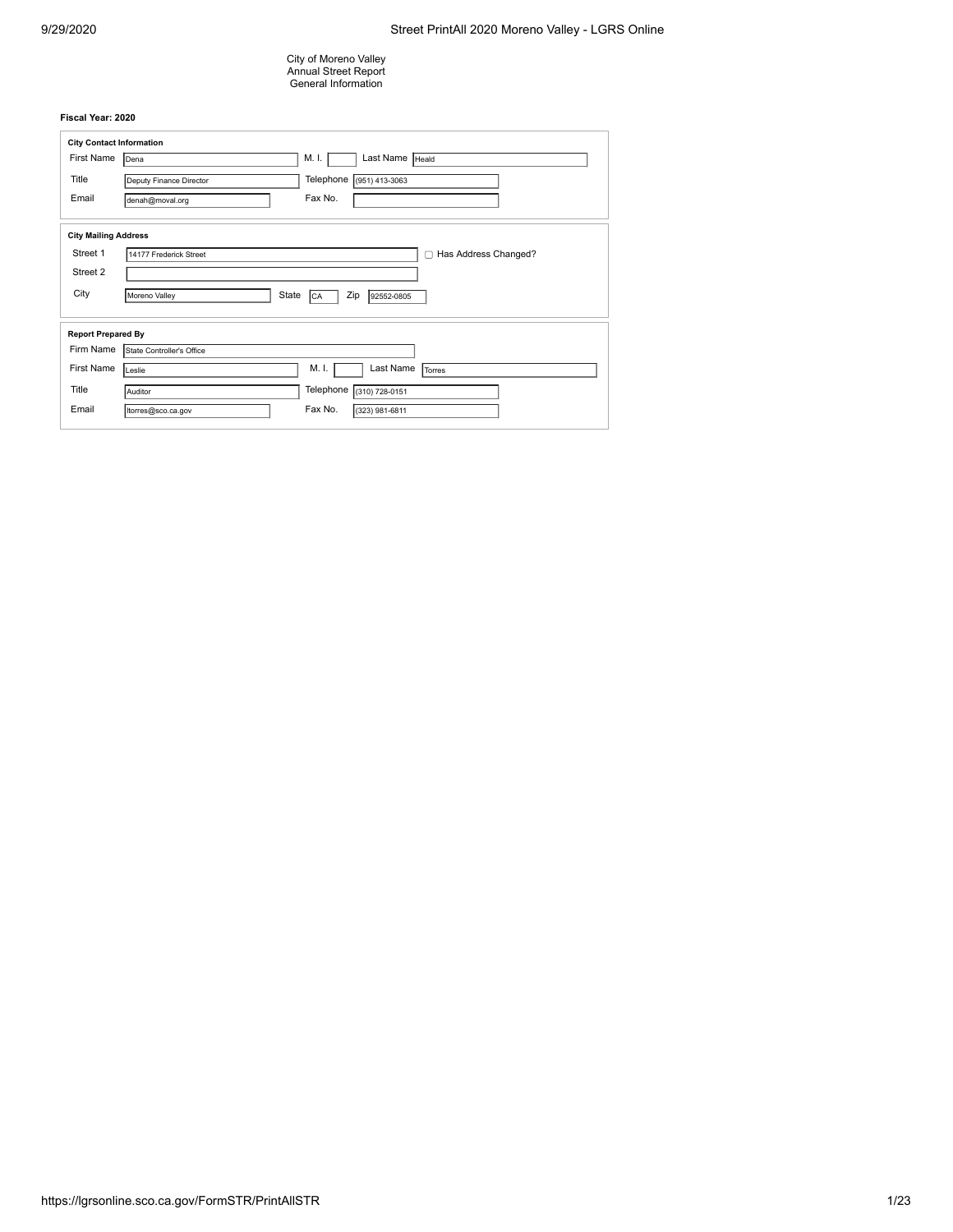City of Moreno Valley
Annual Street Report
General Information

**Fiscal Year: 2020**

**City Contact Information**

| | | | | | |
|---|---|---|---|---|---|
| First Name | Dena | M. I. | | Last Name | Heald |
| Title | Deputy Finance Director | Telephone | (951) 413-3063 | | |
| Email | denah@moval.org | Fax No. | | | |

**City Mailing Address**

| | | | | | |
|---|---|---|---|---|---|
| Street 1 | 14177 Frederick Street | ☐ Has Address Changed? | | | |
| Street 2 | | | | | |
| City | Moreno Valley | State | CA | Zip | 92552-0805 |

**Report Prepared By**

| | | | | | |
|---|---|---|---|---|---|
| Firm Name | State Controller's Office | | | | |
| First Name | Leslie | M. I. | | Last Name | Torres |
| Title | Auditor | Telephone | (310) 728-0151 | | |
| Email | ltorres@sco.ca.gov | Fax No. | (323) 981-6811 | | |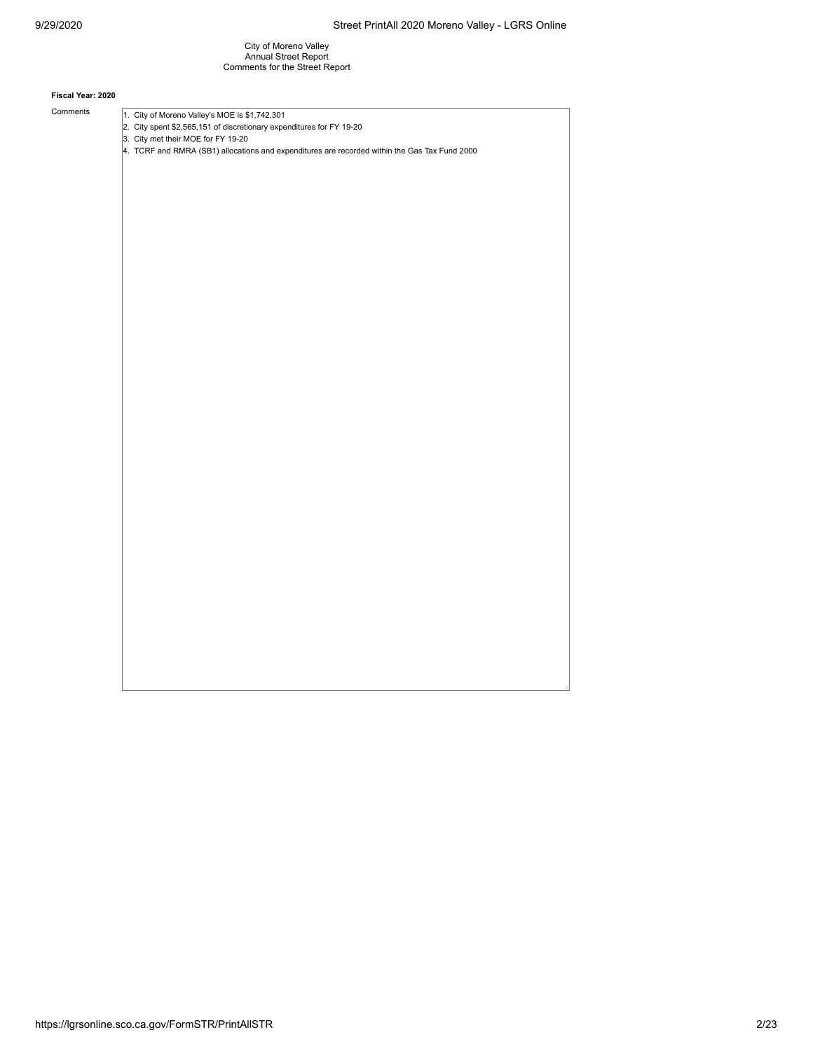City of Moreno Valley
Annual Street Report
Comments for the Street Report

**Fiscal Year: 2020**

Comments

1. City of Moreno Valley's MOE is $1,742,301
2. City spent $2,565,151 of discretionary expenditures for FY 19-20
3. City met their MOE for FY 19-20
4. TCRF and RMRA (SB1) allocations and expenditures are recorded within the Gas Tax Fund 2000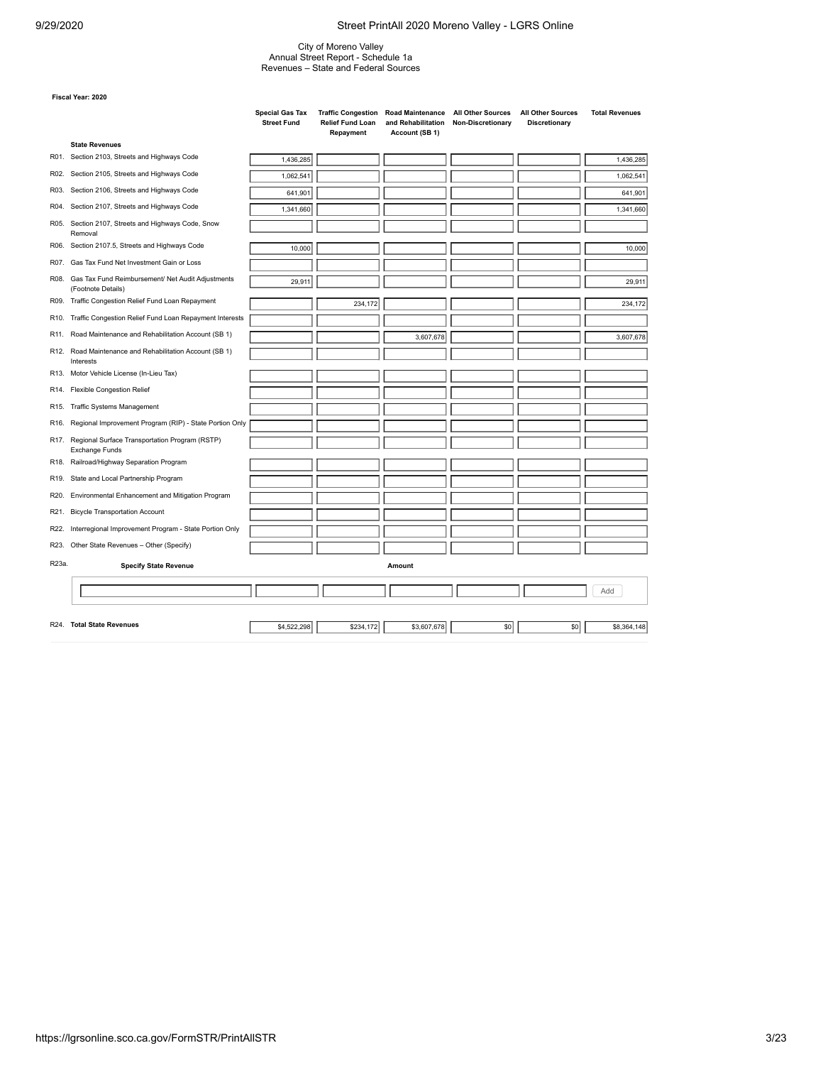City of Moreno Valley
Annual Street Report - Schedule 1a
Revenues – State and Federal Sources

**Fiscal Year: 2020**

| | | Special Gas Tax Street Fund | Traffic Congestion Relief Fund Loan Repayment | Road Maintenance and Rehabilitation Account (SB 1) | All Other Sources Non-Discretionary | All Other Sources Discretionary | Total Revenues |
|---|---|---|---|---|---|---|---|
| | **State Revenues** | | | | | | |
| R01. | Section 2103, Streets and Highways Code | 1,436,285 | | | | | 1,436,285 |
| R02. | Section 2105, Streets and Highways Code | 1,062,541 | | | | | 1,062,541 |
| R03. | Section 2106, Streets and Highways Code | 641,901 | | | | | 641,901 |
| R04. | Section 2107, Streets and Highways Code | 1,341,660 | | | | | 1,341,660 |
| R05. | Section 2107, Streets and Highways Code, Snow Removal | | | | | | |
| R06. | Section 2107.5, Streets and Highways Code | 10,000 | | | | | 10,000 |
| R07. | Gas Tax Fund Net Investment Gain or Loss | | | | | | |
| R08. | Gas Tax Fund Reimbursement/ Net Audit Adjustments (Footnote Details) | 29,911 | | | | | 29,911 |
| R09. | Traffic Congestion Relief Fund Loan Repayment | | 234,172 | | | | 234,172 |
| R10. | Traffic Congestion Relief Fund Loan Repayment Interests | | | | | | |
| R11. | Road Maintenance and Rehabilitation Account (SB 1) | | | 3,607,678 | | | 3,607,678 |
| R12. | Road Maintenance and Rehabilitation Account (SB 1) Interests | | | | | | |
| R13. | Motor Vehicle License (In-Lieu Tax) | | | | | | |
| R14. | Flexible Congestion Relief | | | | | | |
| R15. | Traffic Systems Management | | | | | | |
| R16. | Regional Improvement Program (RIP) - State Portion Only | | | | | | |
| R17. | Regional Surface Transportation Program (RSTP) Exchange Funds | | | | | | |
| R18. | Railroad/Highway Separation Program | | | | | | |
| R19. | State and Local Partnership Program | | | | | | |
| R20. | Environmental Enhancement and Mitigation Program | | | | | | |
| R21. | Bicycle Transportation Account | | | | | | |
| R22. | Interregional Improvement Program - State Portion Only | | | | | | |
| R23. | Other State Revenues – Other (Specify) | | | | | | |
| R23a. | **Specify State Revenue** | | | **Amount** | | | |
| R24. | **Total State Revenues** | $4,522,298 | $234,172 | $3,607,678 | $0 | $0 | $8,364,148 |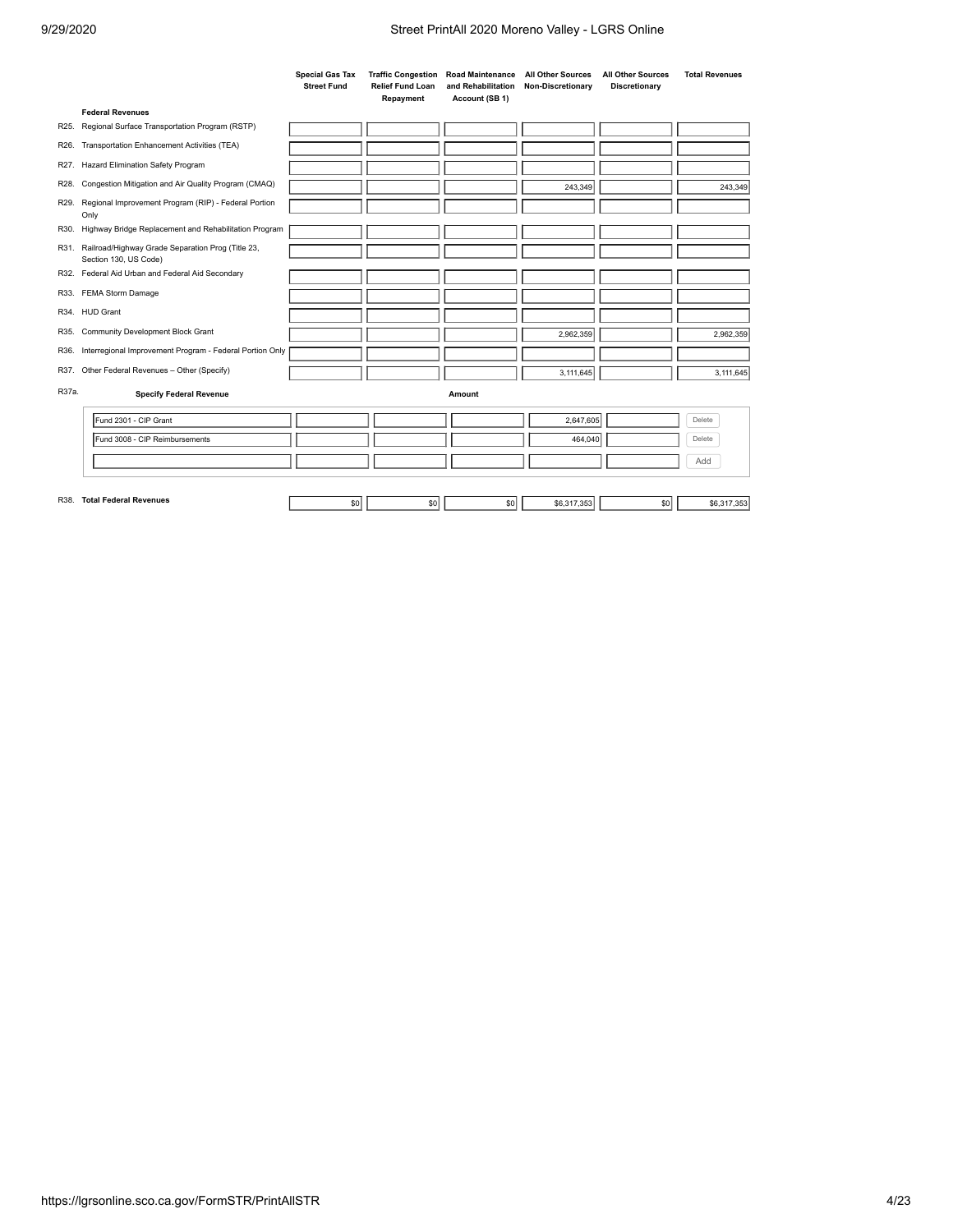| | | Special Gas Tax Street Fund | Traffic Congestion Relief Fund Loan Repayment | Road Maintenance and Rehabilitation Account (SB 1) | All Other Sources Non-Discretionary | All Other Sources Discretionary | Total Revenues |
|---|---|---|---|---|---|---|---|
| | **Federal Revenues** | | | | | | |
| R25. | Regional Surface Transportation Program (RSTP) | | | | | | |
| R26. | Transportation Enhancement Activities (TEA) | | | | | | |
| R27. | Hazard Elimination Safety Program | | | | | | |
| R28. | Congestion Mitigation and Air Quality Program (CMAQ) | | | | 243,349 | | 243,349 |
| R29. | Regional Improvement Program (RIP) - Federal Portion Only | | | | | | |
| R30. | Highway Bridge Replacement and Rehabilitation Program | | | | | | |
| R31. | Railroad/Highway Grade Separation Prog (Title 23, Section 130, US Code) | | | | | | |
| R32. | Federal Aid Urban and Federal Aid Secondary | | | | | | |
| R33. | FEMA Storm Damage | | | | | | |
| R34. | HUD Grant | | | | | | |
| R35. | Community Development Block Grant | | | | 2,962,359 | | 2,962,359 |
| R36. | Interregional Improvement Program - Federal Portion Only | | | | | | |
| R37. | Other Federal Revenues – Other (Specify) | | | | 3,111,645 | | 3,111,645 |

| R37a. | **Specify Federal Revenue** | | | **Amount** | | | |
|---|---|---|---|---|---|---|---|
| | Fund 2301 - CIP Grant | | | | 2,647,605 | | Delete |
| | Fund 3008 - CIP Reimbursements | | | | 464,040 | | Delete |
| | | | | | | | Add |

| R38. | **Total Federal Revenues** | $0 | $0 | $0 | $6,317,353 | $0 | $6,317,353 |
|---|---|---|---|---|---|---|---|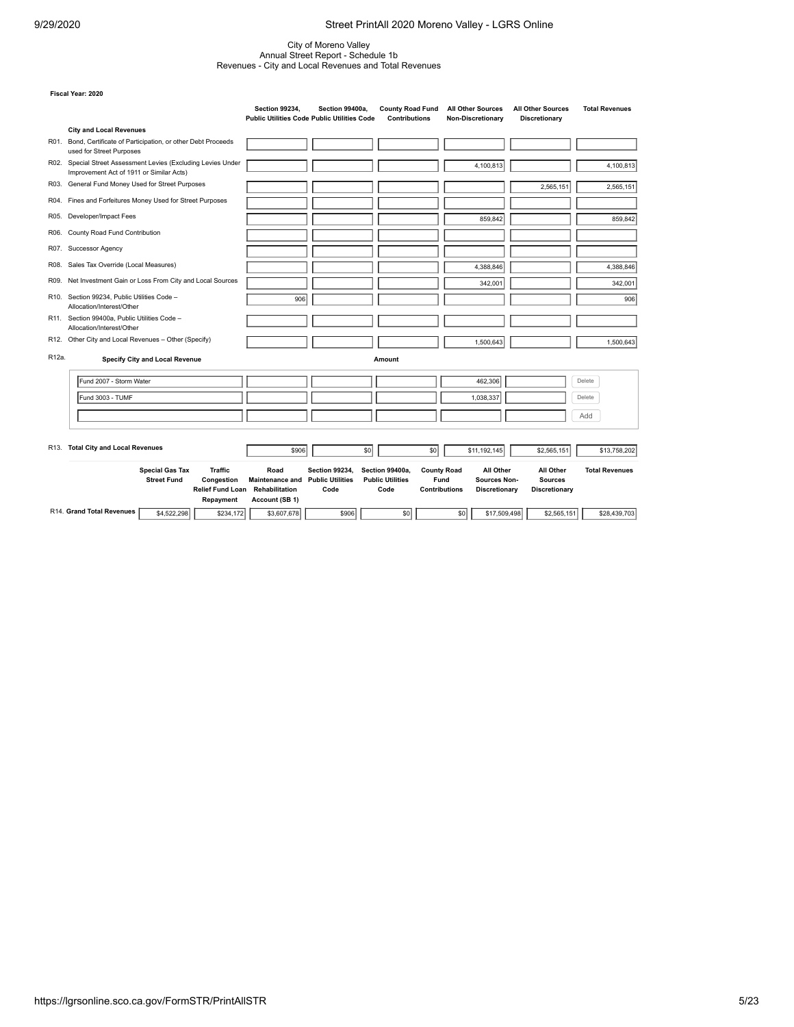City of Moreno Valley
Annual Street Report - Schedule 1b
Revenues - City and Local Revenues and Total Revenues

**Fiscal Year: 2020**

| | | Section 99234, Public Utilities Code | Section 99400a, Public Utilities Code | County Road Fund Contributions | All Other Sources Non-Discretionary | All Other Sources Discretionary | Total Revenues |
|---|---|---|---|---|---|---|---|
| | **City and Local Revenues** | | | | | | |
| R01. | Bond, Certificate of Participation, or other Debt Proceeds used for Street Purposes | | | | | | |
| R02. | Special Street Assessment Levies (Excluding Levies Under Improvement Act of 1911 or Similar Acts) | | | | 4,100,813 | | 4,100,813 |
| R03. | General Fund Money Used for Street Purposes | | | | | 2,565,151 | 2,565,151 |
| R04. | Fines and Forfeitures Money Used for Street Purposes | | | | | | |
| R05. | Developer/Impact Fees | | | | 859,842 | | 859,842 |
| R06. | County Road Fund Contribution | | | | | | |
| R07. | Successor Agency | | | | | | |
| R08. | Sales Tax Override (Local Measures) | | | | 4,388,846 | | 4,388,846 |
| R09. | Net Investment Gain or Loss From City and Local Sources | | | | 342,001 | | 342,001 |
| R10. | Section 99234, Public Utilities Code – Allocation/Interest/Other | 906 | | | | | 906 |
| R11. | Section 99400a, Public Utilities Code – Allocation/Interest/Other | | | | | | |
| R12. | Other City and Local Revenues – Other (Specify) | | | | 1,500,643 | | 1,500,643 |

R12a. **Specify City and Local Revenue** — **Amount**

| Specify City and Local Revenue | | | | Amount | | |
|---|---|---|---|---|---|---|
| Fund 2007 - Storm Water | | | | 462,306 | | Delete |
| Fund 3003 - TUMF | | | | 1,038,337 | | Delete |
| | | | | | | Add |

| | | Section 99234, Public Utilities Code | Section 99400a, Public Utilities Code | County Road Fund Contributions | All Other Sources Non-Discretionary | All Other Sources Discretionary | Total Revenues |
|---|---|---|---|---|---|---|---|
| R13. | **Total City and Local Revenues** | $906 | $0 | $0 | $11,192,145 | $2,565,151 | $13,758,202 |

| | Special Gas Tax Street Fund | Traffic Congestion Relief Fund Loan Repayment | Road Maintenance and Rehabilitation Account (SB 1) | Section 99234, Public Utilities Code | Section 99400a, Public Utilities Code | County Road Fund Contributions | All Other Sources Non-Discretionary | All Other Sources Discretionary | Total Revenues |
|---|---|---|---|---|---|---|---|---|---|
| R14. **Grand Total Revenues** | $4,522,298 | $234,172 | $3,607,678 | $906 | $0 | $0 | $17,509,498 | $2,565,151 | $28,439,703 |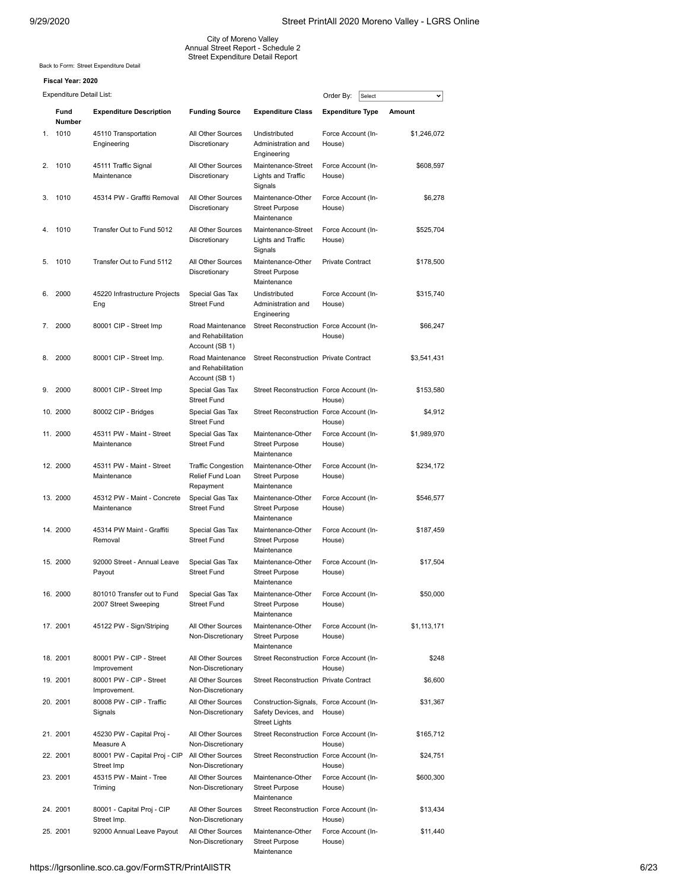City of Moreno Valley
Annual Street Report - Schedule 2
Street Expenditure Detail Report

Back to Form: Street Expenditure Detail

**Fiscal Year: 2020**

Expenditure Detail List:

Order By: Select

| | Fund Number | Expenditure Description | Funding Source | Expenditure Class | Expenditure Type | Amount |
|---|---|---|---|---|---|---|
| 1. | 1010 | 45110 Transportation Engineering | All Other Sources Discretionary | Undistributed Administration and Engineering | Force Account (In-House) | $1,246,072 |
| 2. | 1010 | 45111 Traffic Signal Maintenance | All Other Sources Discretionary | Maintenance-Street Lights and Traffic Signals | Force Account (In-House) | $608,597 |
| 3. | 1010 | 45314 PW - Graffiti Removal | All Other Sources Discretionary | Maintenance-Other Street Purpose Maintenance | Force Account (In-House) | $6,278 |
| 4. | 1010 | Transfer Out to Fund 5012 | All Other Sources Discretionary | Maintenance-Street Lights and Traffic Signals | Force Account (In-House) | $525,704 |
| 5. | 1010 | Transfer Out to Fund 5112 | All Other Sources Discretionary | Maintenance-Other Street Purpose Maintenance | Private Contract | $178,500 |
| 6. | 2000 | 45220 Infrastructure Projects Eng | Special Gas Tax Street Fund | Undistributed Administration and Engineering | Force Account (In-House) | $315,740 |
| 7. | 2000 | 80001 CIP - Street Imp | Road Maintenance and Rehabilitation Account (SB 1) | Street Reconstruction | Force Account (In-House) | $66,247 |
| 8. | 2000 | 80001 CIP - Street Imp. | Road Maintenance and Rehabilitation Account (SB 1) | Street Reconstruction | Private Contract | $3,541,431 |
| 9. | 2000 | 80001 CIP - Street Imp | Special Gas Tax Street Fund | Street Reconstruction | Force Account (In-House) | $153,580 |
| 10. | 2000 | 80002 CIP - Bridges | Special Gas Tax Street Fund | Street Reconstruction | Force Account (In-House) | $4,912 |
| 11. | 2000 | 45311 PW - Maint - Street Maintenance | Special Gas Tax Street Fund | Maintenance-Other Street Purpose Maintenance | Force Account (In-House) | $1,989,970 |
| 12. | 2000 | 45311 PW - Maint - Street Maintenance | Traffic Congestion Relief Fund Loan Repayment | Maintenance-Other Street Purpose Maintenance | Force Account (In-House) | $234,172 |
| 13. | 2000 | 45312 PW - Maint - Concrete Maintenance | Special Gas Tax Street Fund | Maintenance-Other Street Purpose Maintenance | Force Account (In-House) | $546,577 |
| 14. | 2000 | 45314 PW Maint - Graffiti Removal | Special Gas Tax Street Fund | Maintenance-Other Street Purpose Maintenance | Force Account (In-House) | $187,459 |
| 15. | 2000 | 92000 Street - Annual Leave Payout | Special Gas Tax Street Fund | Maintenance-Other Street Purpose Maintenance | Force Account (In-House) | $17,504 |
| 16. | 2000 | 801010 Transfer out to Fund 2007 Street Sweeping | Special Gas Tax Street Fund | Maintenance-Other Street Purpose Maintenance | Force Account (In-House) | $50,000 |
| 17. | 2001 | 45122 PW - Sign/Striping | All Other Sources Non-Discretionary | Maintenance-Other Street Purpose Maintenance | Force Account (In-House) | $1,113,171 |
| 18. | 2001 | 80001 PW - CIP - Street Improvement | All Other Sources Non-Discretionary | Street Reconstruction | Force Account (In-House) | $248 |
| 19. | 2001 | 80001 PW - CIP - Street Improvement. | All Other Sources Non-Discretionary | Street Reconstruction | Private Contract | $6,600 |
| 20. | 2001 | 80008 PW - CIP - Traffic Signals | All Other Sources Non-Discretionary | Construction-Signals, Safety Devices, and Street Lights | Force Account (In-House) | $31,367 |
| 21. | 2001 | 45230 PW - Capital Proj - Measure A | All Other Sources Non-Discretionary | Street Reconstruction | Force Account (In-House) | $165,712 |
| 22. | 2001 | 80001 PW - Capital Proj - CIP Street Imp | All Other Sources Non-Discretionary | Street Reconstruction | Force Account (In-House) | $24,751 |
| 23. | 2001 | 45315 PW - Maint - Tree Triming | All Other Sources Non-Discretionary | Maintenance-Other Street Purpose Maintenance | Force Account (In-House) | $600,300 |
| 24. | 2001 | 80001 - Capital Proj - CIP Street Imp. | All Other Sources Non-Discretionary | Street Reconstruction | Force Account (In-House) | $13,434 |
| 25. | 2001 | 92000 Annual Leave Payout | All Other Sources Non-Discretionary | Maintenance-Other Street Purpose Maintenance | Force Account (In-House) | $11,440 |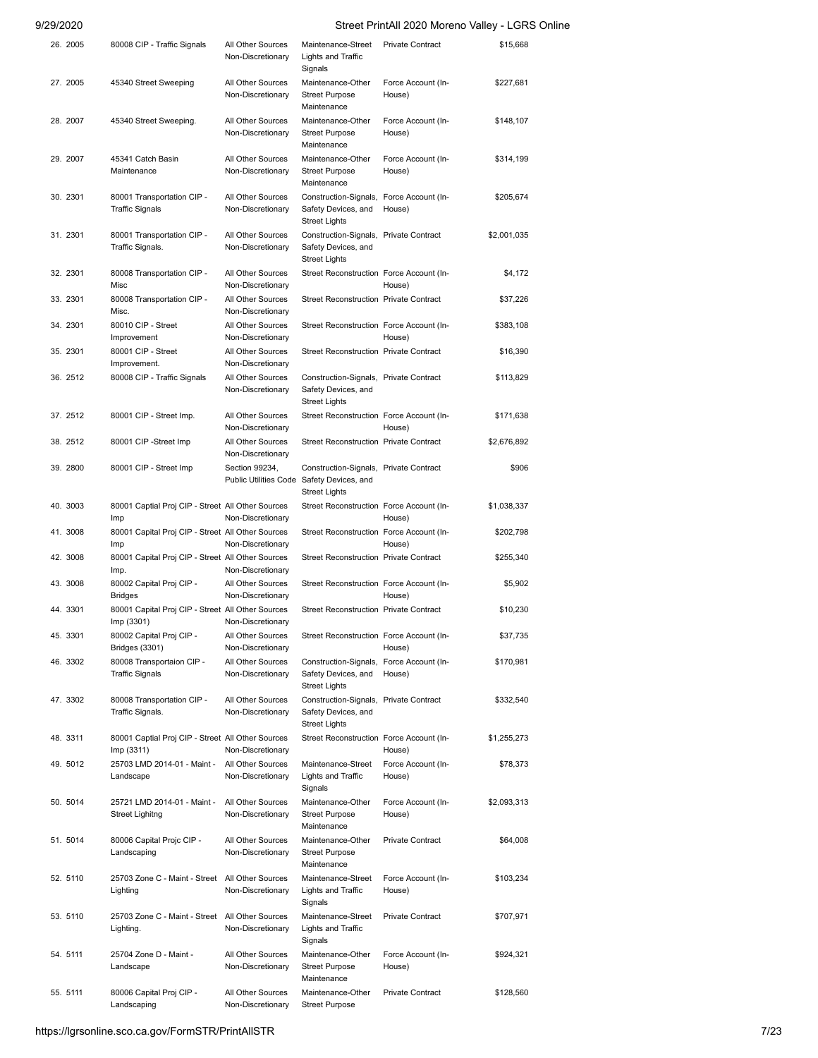| | | | | | | |
|---|---|---|---|---|---|---|
| 26. | 2005 | 80008 CIP - Traffic Signals | All Other Sources Non-Discretionary | Maintenance-Street Lights and Traffic Signals | Private Contract | $15,668 |
| 27. | 2005 | 45340 Street Sweeping | All Other Sources Non-Discretionary | Maintenance-Other Street Purpose Maintenance | Force Account (In-House) | $227,681 |
| 28. | 2007 | 45340 Street Sweeping. | All Other Sources Non-Discretionary | Maintenance-Other Street Purpose Maintenance | Force Account (In-House) | $148,107 |
| 29. | 2007 | 45341 Catch Basin Maintenance | All Other Sources Non-Discretionary | Maintenance-Other Street Purpose Maintenance | Force Account (In-House) | $314,199 |
| 30. | 2301 | 80001 Transportation CIP - Traffic Signals | All Other Sources Non-Discretionary | Construction-Signals, Safety Devices, and Street Lights | Force Account (In-House) | $205,674 |
| 31. | 2301 | 80001 Transportation CIP - Traffic Signals. | All Other Sources Non-Discretionary | Construction-Signals, Safety Devices, and Street Lights | Private Contract | $2,001,035 |
| 32. | 2301 | 80008 Transportation CIP - Misc | All Other Sources Non-Discretionary | Street Reconstruction | Force Account (In-House) | $4,172 |
| 33. | 2301 | 80008 Transportation CIP - Misc. | All Other Sources Non-Discretionary | Street Reconstruction | Private Contract | $37,226 |
| 34. | 2301 | 80010 CIP - Street Improvement | All Other Sources Non-Discretionary | Street Reconstruction | Force Account (In-House) | $383,108 |
| 35. | 2301 | 80001 CIP - Street Improvement. | All Other Sources Non-Discretionary | Street Reconstruction | Private Contract | $16,390 |
| 36. | 2512 | 80008 CIP - Traffic Signals | All Other Sources Non-Discretionary | Construction-Signals, Safety Devices, and Street Lights | Private Contract | $113,829 |
| 37. | 2512 | 80001 CIP - Street Imp. | All Other Sources Non-Discretionary | Street Reconstruction | Force Account (In-House) | $171,638 |
| 38. | 2512 | 80001 CIP -Street Imp | All Other Sources Non-Discretionary | Street Reconstruction | Private Contract | $2,676,892 |
| 39. | 2800 | 80001 CIP - Street Imp | Section 99234, Public Utilities Code | Construction-Signals, Safety Devices, and Street Lights | Private Contract | $906 |
| 40. | 3003 | 80001 Captial Proj CIP - Street Imp | All Other Sources Non-Discretionary | Street Reconstruction | Force Account (In-House) | $1,038,337 |
| 41. | 3008 | 80001 Capital Proj CIP - Street Imp | All Other Sources Non-Discretionary | Street Reconstruction | Force Account (In-House) | $202,798 |
| 42. | 3008 | 80001 Capital Proj CIP - Street Imp. | All Other Sources Non-Discretionary | Street Reconstruction | Private Contract | $255,340 |
| 43. | 3008 | 80002 Capital Proj CIP - Bridges | All Other Sources Non-Discretionary | Street Reconstruction | Force Account (In-House) | $5,902 |
| 44. | 3301 | 80001 Capital Proj CIP - Street Imp (3301) | All Other Sources Non-Discretionary | Street Reconstruction | Private Contract | $10,230 |
| 45. | 3301 | 80002 Capital Proj CIP - Bridges (3301) | All Other Sources Non-Discretionary | Street Reconstruction | Force Account (In-House) | $37,735 |
| 46. | 3302 | 80008 Transportaion CIP - Traffic Signals | All Other Sources Non-Discretionary | Construction-Signals, Safety Devices, and Street Lights | Force Account (In-House) | $170,981 |
| 47. | 3302 | 80008 Transportation CIP - Traffic Signals. | All Other Sources Non-Discretionary | Construction-Signals, Safety Devices, and Street Lights | Private Contract | $332,540 |
| 48. | 3311 | 80001 Captial Proj CIP - Street Imp (3311) | All Other Sources Non-Discretionary | Street Reconstruction | Force Account (In-House) | $1,255,273 |
| 49. | 5012 | 25703 LMD 2014-01 - Maint - Landscape | All Other Sources Non-Discretionary | Maintenance-Street Lights and Traffic Signals | Force Account (In-House) | $78,373 |
| 50. | 5014 | 25721 LMD 2014-01 - Maint - Street Lighitng | All Other Sources Non-Discretionary | Maintenance-Other Street Purpose Maintenance | Force Account (In-House) | $2,093,313 |
| 51. | 5014 | 80006 Capital Projc CIP - Landscaping | All Other Sources Non-Discretionary | Maintenance-Other Street Purpose Maintenance | Private Contract | $64,008 |
| 52. | 5110 | 25703 Zone C - Maint - Street Lighting | All Other Sources Non-Discretionary | Maintenance-Street Lights and Traffic Signals | Force Account (In-House) | $103,234 |
| 53. | 5110 | 25703 Zone C - Maint - Street Lighting. | All Other Sources Non-Discretionary | Maintenance-Street Lights and Traffic Signals | Private Contract | $707,971 |
| 54. | 5111 | 25704 Zone D - Maint - Landscape | All Other Sources Non-Discretionary | Maintenance-Other Street Purpose Maintenance | Force Account (In-House) | $924,321 |
| 55. | 5111 | 80006 Capital Proj CIP - Landscaping | All Other Sources Non-Discretionary | Maintenance-Other Street Purpose | Private Contract | $128,560 |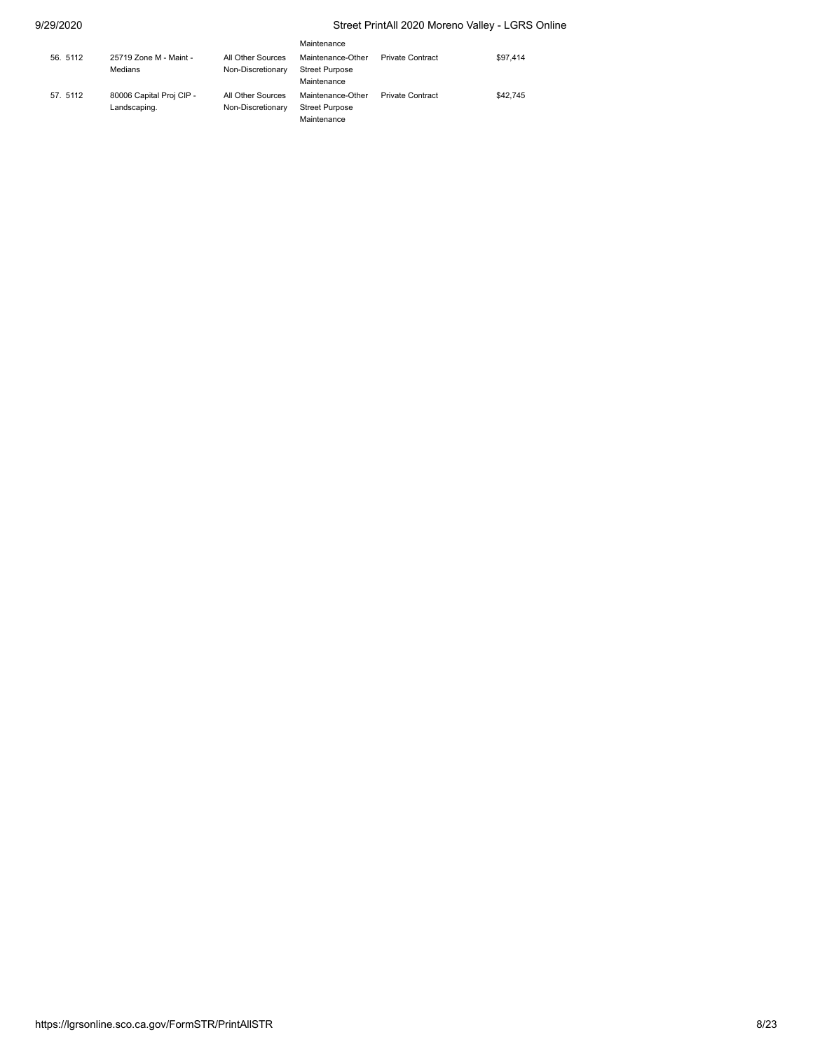| | | | | | |
|---|---|---|---|---|---|
| | | | Maintenance | | |
| 56. 5112 | 25719 Zone M - Maint - Medians | All Other Sources Non-Discretionary | Maintenance-Other Street Purpose Maintenance | Private Contract | $97,414 |
| 57. 5112 | 80006 Capital Proj CIP - Landscaping. | All Other Sources Non-Discretionary | Maintenance-Other Street Purpose Maintenance | Private Contract | $42,745 |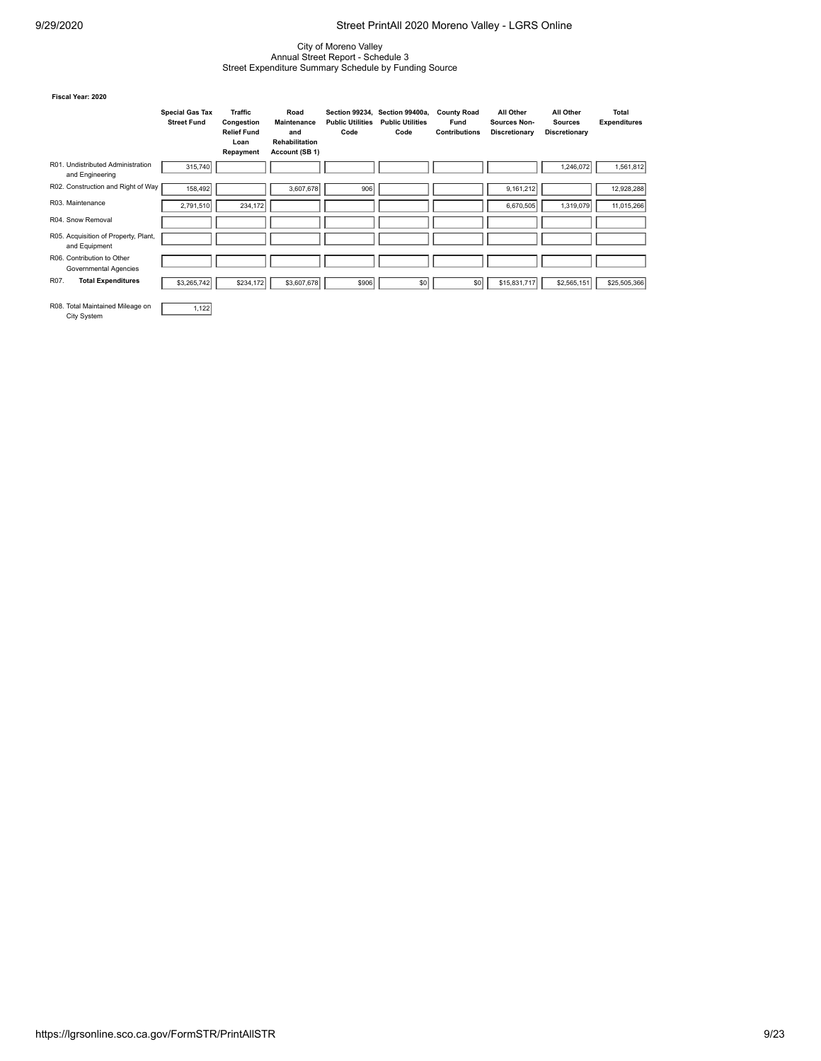City of Moreno Valley
Annual Street Report - Schedule 3
Street Expenditure Summary Schedule by Funding Source

**Fiscal Year: 2020**

| | Special Gas Tax Street Fund | Traffic Congestion Relief Fund Loan Repayment | Road Maintenance and Rehabilitation Account (SB 1) | Section 99234, Public Utilities Code | Section 99400a, Public Utilities Code | County Road Fund Contributions | All Other Sources Non-Discretionary | All Other Sources Discretionary | Total Expenditures |
|---|---|---|---|---|---|---|---|---|---|
| R01. Undistributed Administration and Engineering | 315,740 | | | | | | | 1,246,072 | 1,561,812 |
| R02. Construction and Right of Way | 158,492 | | 3,607,678 | 906 | | | 9,161,212 | | 12,928,288 |
| R03. Maintenance | 2,791,510 | 234,172 | | | | | 6,670,505 | 1,319,079 | 11,015,266 |
| R04. Snow Removal | | | | | | | | | |
| R05. Acquisition of Property, Plant, and Equipment | | | | | | | | | |
| R06. Contribution to Other Governmental Agencies | | | | | | | | | |
| R07. **Total Expenditures** | $3,265,742 | $234,172 | $3,607,678 | $906 | $0 | $0 | $15,831,717 | $2,565,151 | $25,505,366 |

| | |
|---|---|
| R08. Total Maintained Mileage on City System | 1,122 |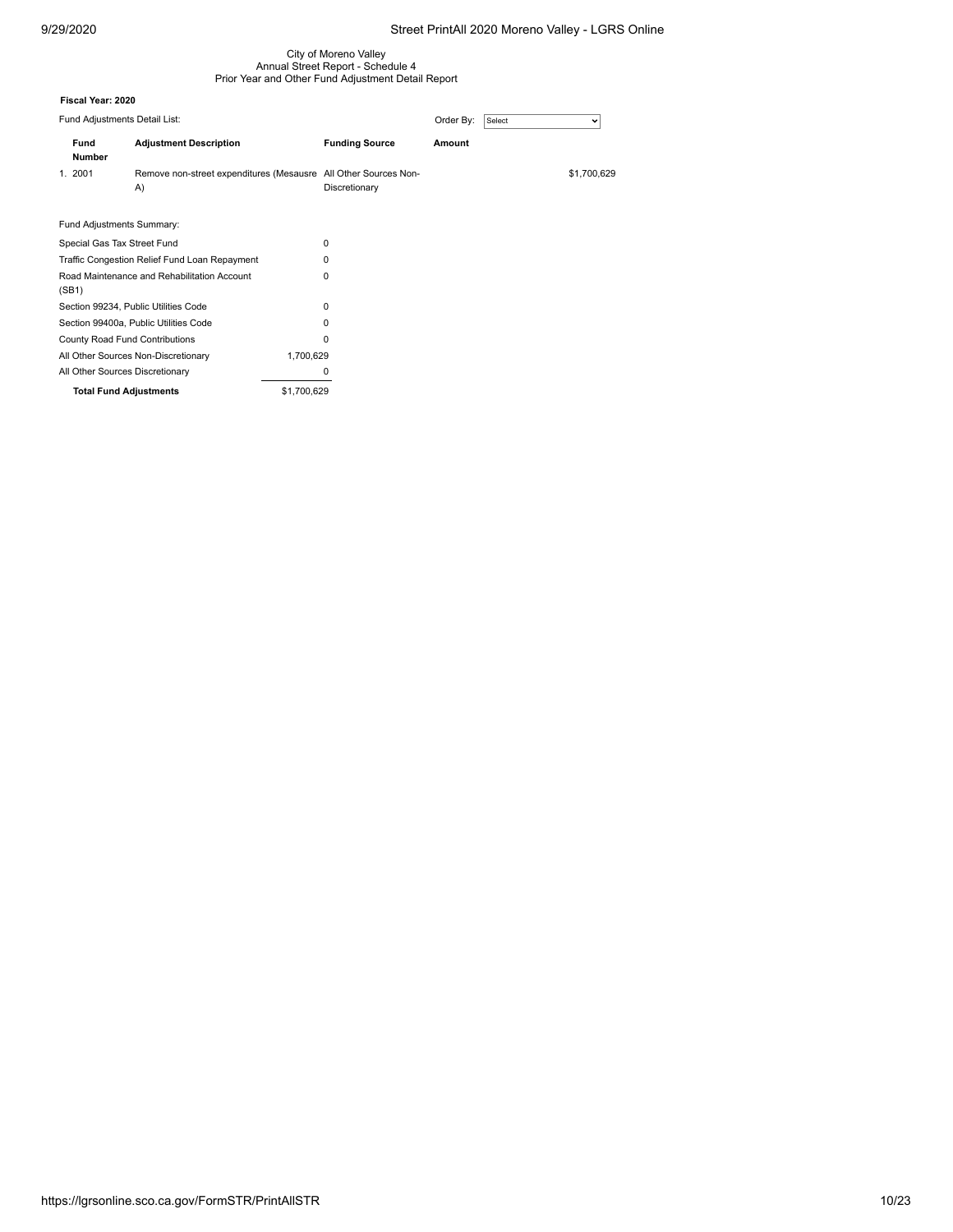City of Moreno Valley
Annual Street Report - Schedule 4
Prior Year and Other Fund Adjustment Detail Report

**Fiscal Year: 2020**

Fund Adjustments Detail List:

Order By: Select

| | Fund Number | Adjustment Description | Funding Source | Amount |
|---|---|---|---|---|
| 1. | 2001 | Remove non-street expenditures (Mesausre A) | All Other Sources Non-Discretionary | $1,700,629 |

Fund Adjustments Summary:

| | |
|---|---|
| Special Gas Tax Street Fund | 0 |
| Traffic Congestion Relief Fund Loan Repayment | 0 |
| Road Maintenance and Rehabilitation Account (SB1) | 0 |
| Section 99234, Public Utilities Code | 0 |
| Section 99400a, Public Utilities Code | 0 |
| County Road Fund Contributions | 0 |
| All Other Sources Non-Discretionary | 1,700,629 |
| All Other Sources Discretionary | 0 |
| **Total Fund Adjustments** | $1,700,629 |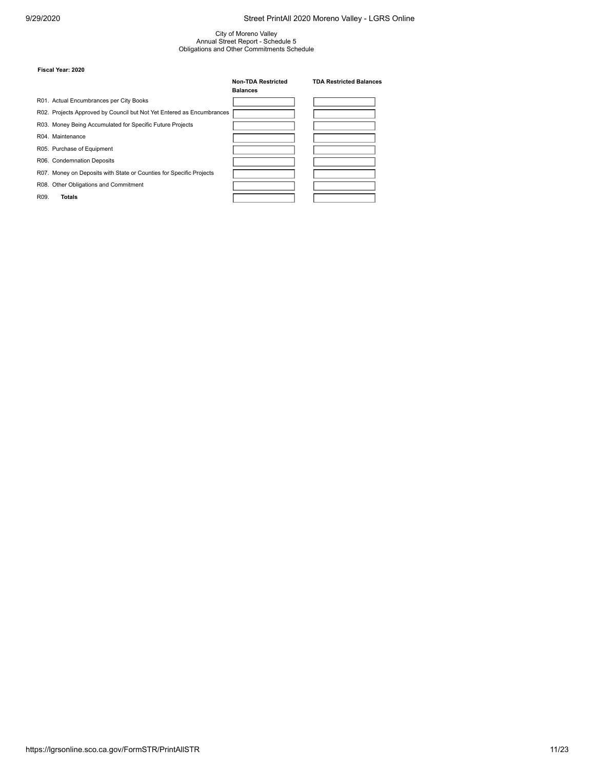City of Moreno Valley
Annual Street Report - Schedule 5
Obligations and Other Commitments Schedule

**Fiscal Year: 2020**

| | Non-TDA Restricted Balances | TDA Restricted Balances |
|---|---|---|
| R01. Actual Encumbrances per City Books | | |
| R02. Projects Approved by Council but Not Yet Entered as Encumbrances | | |
| R03. Money Being Accumulated for Specific Future Projects | | |
| R04. Maintenance | | |
| R05. Purchase of Equipment | | |
| R06. Condemnation Deposits | | |
| R07. Money on Deposits with State or Counties for Specific Projects | | |
| R08. Other Obligations and Commitment | | |
| R09. **Totals** | | |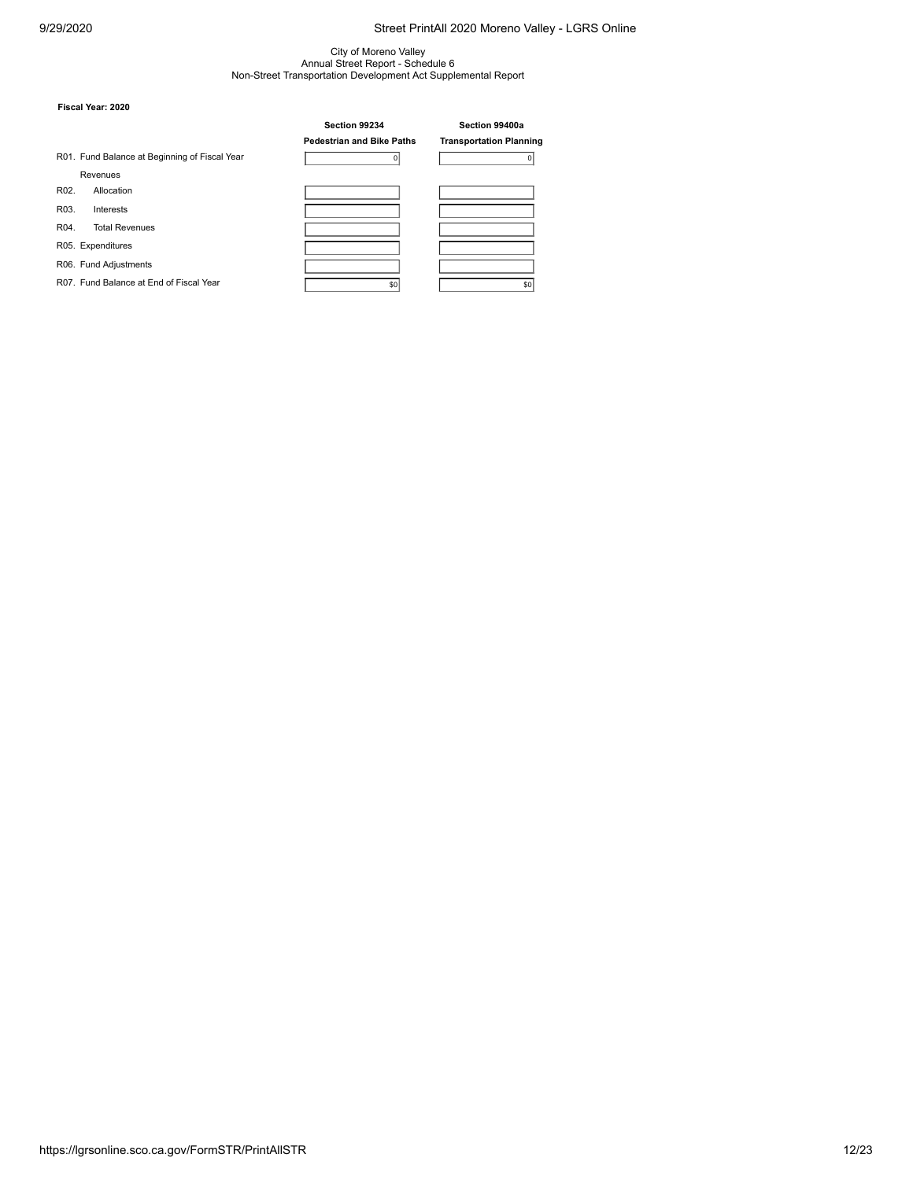City of Moreno Valley
Annual Street Report - Schedule 6
Non-Street Transportation Development Act Supplemental Report

**Fiscal Year: 2020**

| | Section 99234<br>Pedestrian and Bike Paths | Section 99400a<br>Transportation Planning |
|---|---|---|
| R01. Fund Balance at Beginning of Fiscal Year | 0 | 0 |
| Revenues | | |
| R02. Allocation | | |
| R03. Interests | | |
| R04. Total Revenues | | |
| R05. Expenditures | | |
| R06. Fund Adjustments | | |
| R07. Fund Balance at End of Fiscal Year | $0 | $0 |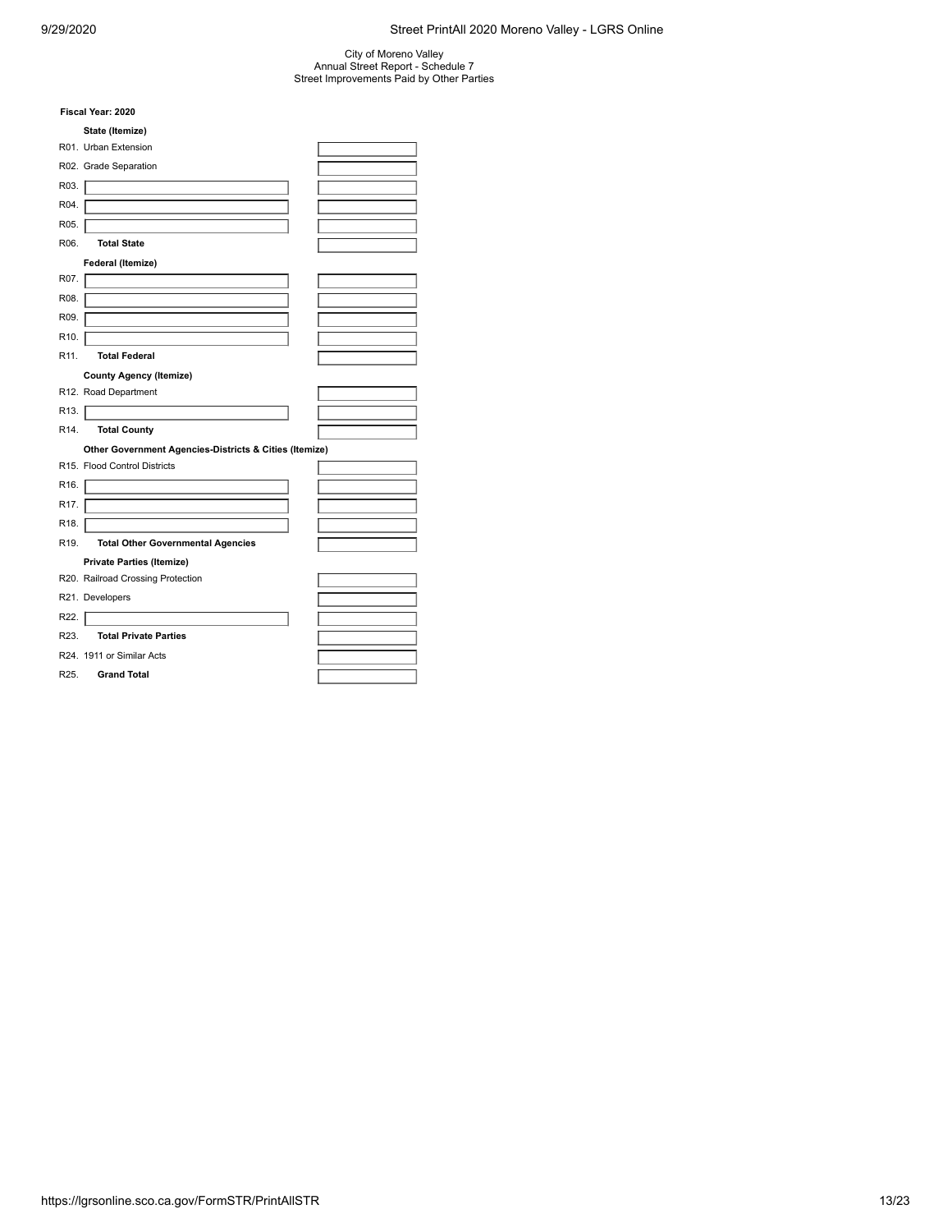City of Moreno Valley
Annual Street Report - Schedule 7
Street Improvements Paid by Other Parties

**Fiscal Year: 2020**

| | | |
|---|---|---|
| | **State (Itemize)** | |
| R01. | Urban Extension | |
| R02. | Grade Separation | |
| R03. | | |
| R04. | | |
| R05. | | |
| R06. | **Total State** | |
| | **Federal (Itemize)** | |
| R07. | | |
| R08. | | |
| R09. | | |
| R10. | | |
| R11. | **Total Federal** | |
| | **County Agency (Itemize)** | |
| R12. | Road Department | |
| R13. | | |
| R14. | **Total County** | |
| | **Other Government Agencies-Districts & Cities (Itemize)** | |
| R15. | Flood Control Districts | |
| R16. | | |
| R17. | | |
| R18. | | |
| R19. | **Total Other Governmental Agencies** | |
| | **Private Parties (Itemize)** | |
| R20. | Railroad Crossing Protection | |
| R21. | Developers | |
| R22. | | |
| R23. | **Total Private Parties** | |
| R24. | 1911 or Similar Acts | |
| R25. | **Grand Total** | |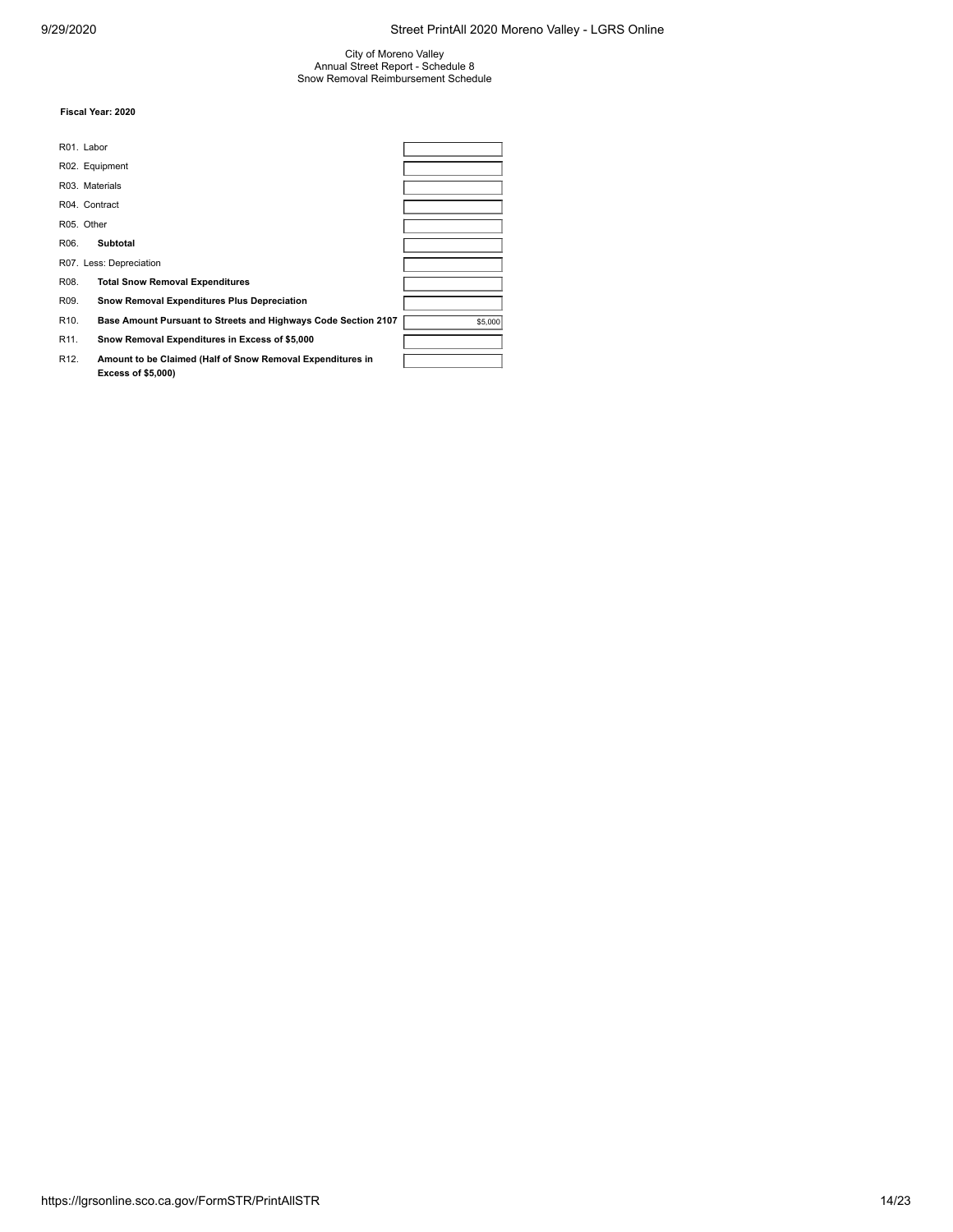City of Moreno Valley
Annual Street Report - Schedule 8
Snow Removal Reimbursement Schedule

**Fiscal Year: 2020**

| | | |
|---|---|---|
| R01. | Labor | |
| R02. | Equipment | |
| R03. | Materials | |
| R04. | Contract | |
| R05. | Other | |
| R06. | **Subtotal** | |
| R07. | Less: Depreciation | |
| R08. | **Total Snow Removal Expenditures** | |
| R09. | **Snow Removal Expenditures Plus Depreciation** | |
| R10. | **Base Amount Pursuant to Streets and Highways Code Section 2107** | $5,000 |
| R11. | **Snow Removal Expenditures in Excess of $5,000** | |
| R12. | **Amount to be Claimed (Half of Snow Removal Expenditures in Excess of $5,000)** | |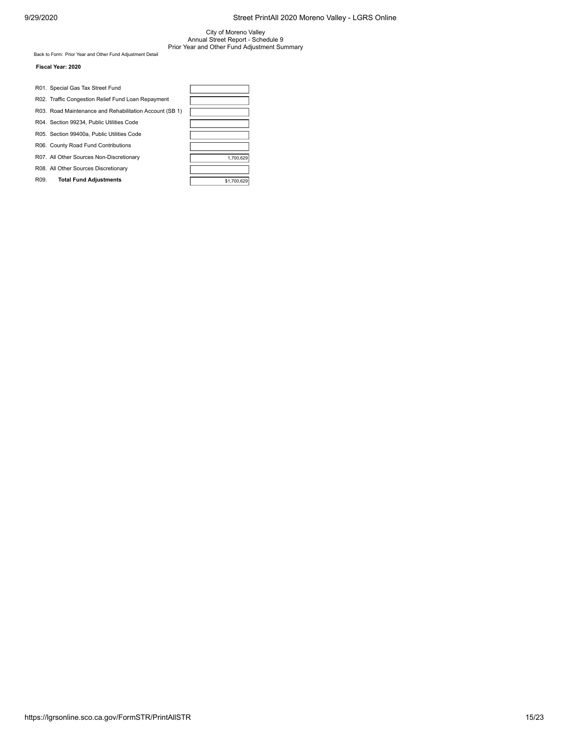City of Moreno Valley
Annual Street Report - Schedule 9
Prior Year and Other Fund Adjustment Summary

Back to Form: Prior Year and Other Fund Adjustment Detail

**Fiscal Year: 2020**

| | |
|---|---|
| R01. Special Gas Tax Street Fund | |
| R02. Traffic Congestion Relief Fund Loan Repayment | |
| R03. Road Maintenance and Rehabilitation Account (SB 1) | |
| R04. Section 99234, Public Utilities Code | |
| R05. Section 99400a, Public Utilities Code | |
| R06. County Road Fund Contributions | |
| R07. All Other Sources Non-Discretionary | 1,700,629 |
| R08. All Other Sources Discretionary | |
| R09. **Total Fund Adjustments** | $1,700,629 |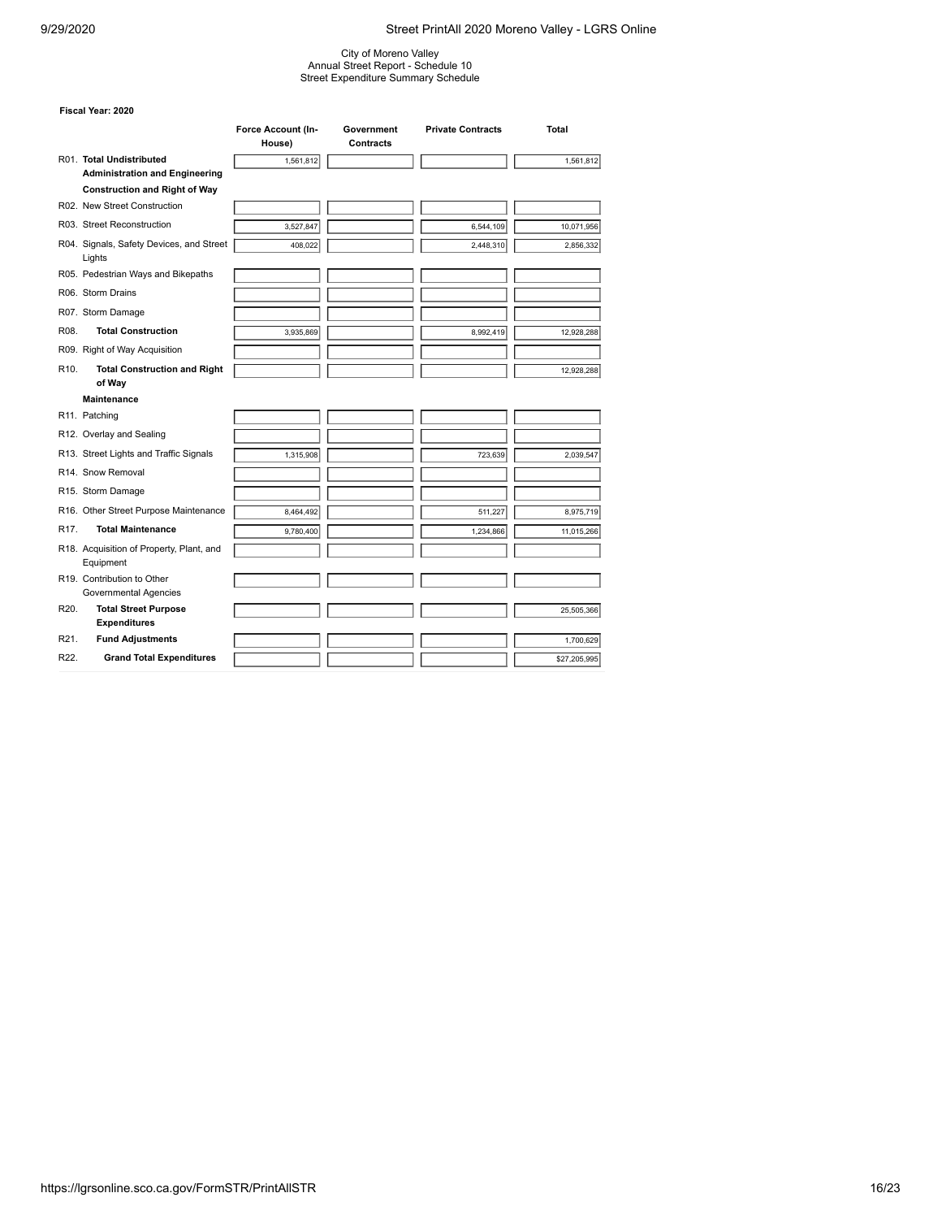City of Moreno Valley
Annual Street Report - Schedule 10
Street Expenditure Summary Schedule

**Fiscal Year: 2020**

| | | Force Account (In-House) | Government Contracts | Private Contracts | Total |
|---|---|---|---|---|---|
| R01. | **Total Undistributed Administration and Engineering** | 1,561,812 | | | 1,561,812 |
| | **Construction and Right of Way** | | | | |
| R02. | New Street Construction | | | | |
| R03. | Street Reconstruction | 3,527,847 | | 6,544,109 | 10,071,956 |
| R04. | Signals, Safety Devices, and Street Lights | 408,022 | | 2,448,310 | 2,856,332 |
| R05. | Pedestrian Ways and Bikepaths | | | | |
| R06. | Storm Drains | | | | |
| R07. | Storm Damage | | | | |
| R08. | **Total Construction** | 3,935,869 | | 8,992,419 | 12,928,288 |
| R09. | Right of Way Acquisition | | | | |
| R10. | **Total Construction and Right of Way** | | | | 12,928,288 |
| | **Maintenance** | | | | |
| R11. | Patching | | | | |
| R12. | Overlay and Sealing | | | | |
| R13. | Street Lights and Traffic Signals | 1,315,908 | | 723,639 | 2,039,547 |
| R14. | Snow Removal | | | | |
| R15. | Storm Damage | | | | |
| R16. | Other Street Purpose Maintenance | 8,464,492 | | 511,227 | 8,975,719 |
| R17. | **Total Maintenance** | 9,780,400 | | 1,234,866 | 11,015,266 |
| R18. | Acquisition of Property, Plant, and Equipment | | | | |
| R19. | Contribution to Other Governmental Agencies | | | | |
| R20. | **Total Street Purpose Expenditures** | | | | 25,505,366 |
| R21. | **Fund Adjustments** | | | | 1,700,629 |
| R22. | **Grand Total Expenditures** | | | | $27,205,995 |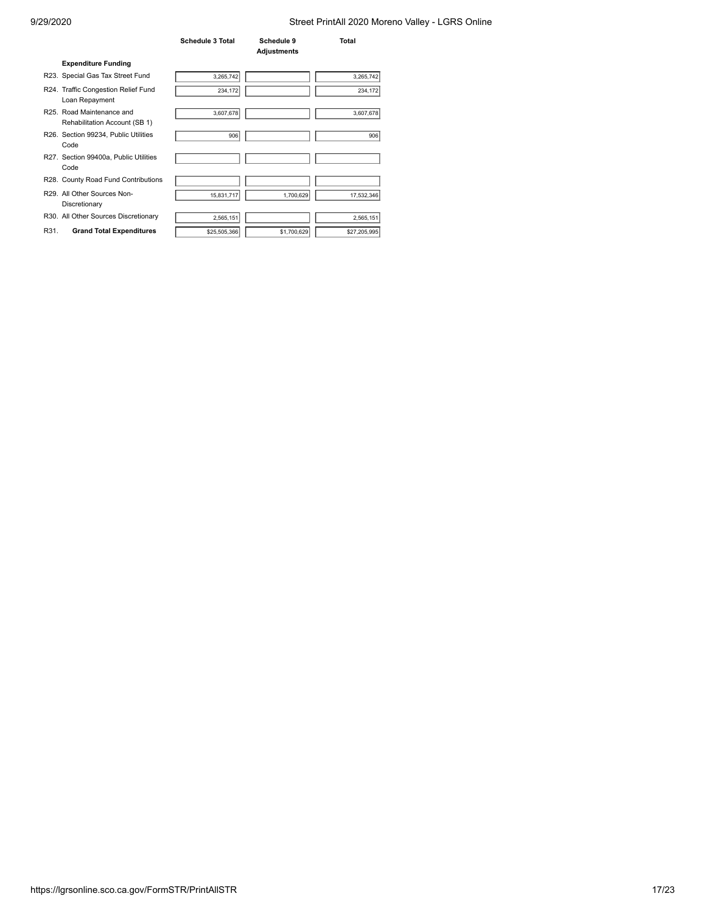| | Schedule 3 Total | Schedule 9 Adjustments | Total |
|---|---|---|---|
| **Expenditure Funding** | | | |
| R23. Special Gas Tax Street Fund | 3,265,742 | | 3,265,742 |
| R24. Traffic Congestion Relief Fund Loan Repayment | 234,172 | | 234,172 |
| R25. Road Maintenance and Rehabilitation Account (SB 1) | 3,607,678 | | 3,607,678 |
| R26. Section 99234, Public Utilities Code | 906 | | 906 |
| R27. Section 99400a, Public Utilities Code | | | |
| R28. County Road Fund Contributions | | | |
| R29. All Other Sources Non-Discretionary | 15,831,717 | 1,700,629 | 17,532,346 |
| R30. All Other Sources Discretionary | 2,565,151 | | 2,565,151 |
| R31. **Grand Total Expenditures** | $25,505,366 | $1,700,629 | $27,205,995 |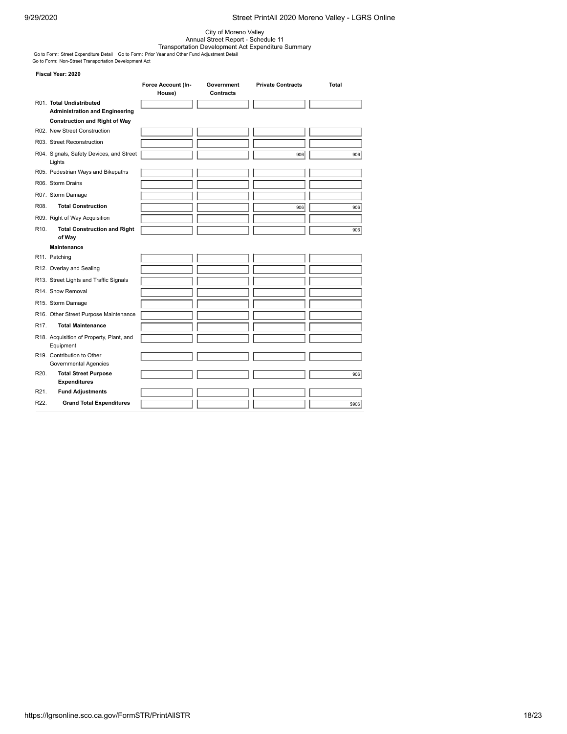City of Moreno Valley
Annual Street Report - Schedule 11
Transportation Development Act Expenditure Summary

Go to Form: Street Expenditure Detail Go to Form: Prior Year and Other Fund Adjustment Detail
Go to Form: Non-Street Transportation Development Act

**Fiscal Year: 2020**

| | Force Account (In-House) | Government Contracts | Private Contracts | Total |
|---|---|---|---|---|
| R01. **Total Undistributed Administration and Engineering** | | | | |
| **Construction and Right of Way** | | | | |
| R02. New Street Construction | | | | |
| R03. Street Reconstruction | | | | |
| R04. Signals, Safety Devices, and Street Lights | | | 906 | 906 |
| R05. Pedestrian Ways and Bikepaths | | | | |
| R06. Storm Drains | | | | |
| R07. Storm Damage | | | | |
| R08. **Total Construction** | | | 906 | 906 |
| R09. Right of Way Acquisition | | | | |
| R10. **Total Construction and Right of Way** | | | | 906 |
| **Maintenance** | | | | |
| R11. Patching | | | | |
| R12. Overlay and Sealing | | | | |
| R13. Street Lights and Traffic Signals | | | | |
| R14. Snow Removal | | | | |
| R15. Storm Damage | | | | |
| R16. Other Street Purpose Maintenance | | | | |
| R17. **Total Maintenance** | | | | |
| R18. Acquisition of Property, Plant, and Equipment | | | | |
| R19. Contribution to Other Governmental Agencies | | | | |
| R20. **Total Street Purpose Expenditures** | | | | 906 |
| R21. **Fund Adjustments** | | | | |
| R22. **Grand Total Expenditures** | | | | $906 |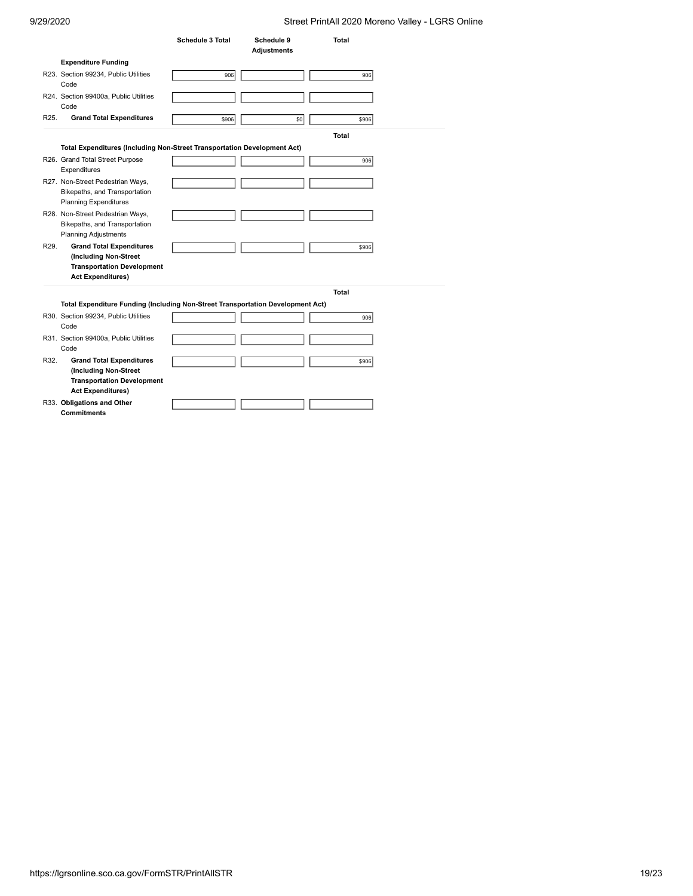| | Schedule 3 Total | Schedule 9 Adjustments | Total |
|---|---|---|---|
| **Expenditure Funding** | | | |
| R23. Section 99234, Public Utilities Code | 906 | | 906 |
| R24. Section 99400a, Public Utilities Code | | | |
| R25. **Grand Total Expenditures** | $906 | $0 | $906 |

| | | | Total |
|---|---|---|---|
| **Total Expenditures (Including Non-Street Transportation Development Act)** | | | |
| R26. Grand Total Street Purpose Expenditures | | | 906 |
| R27. Non-Street Pedestrian Ways, Bikepaths, and Transportation Planning Expenditures | | | |
| R28. Non-Street Pedestrian Ways, Bikepaths, and Transportation Planning Adjustments | | | |
| R29. **Grand Total Expenditures (Including Non-Street Transportation Development Act Expenditures)** | | | $906 |

| | | | Total |
|---|---|---|---|
| **Total Expenditure Funding (Including Non-Street Transportation Development Act)** | | | |
| R30. Section 99234, Public Utilities Code | | | 906 |
| R31. Section 99400a, Public Utilities Code | | | |
| R32. **Grand Total Expenditures (Including Non-Street Transportation Development Act Expenditures)** | | | $906 |
| R33. **Obligations and Other Commitments** | | | |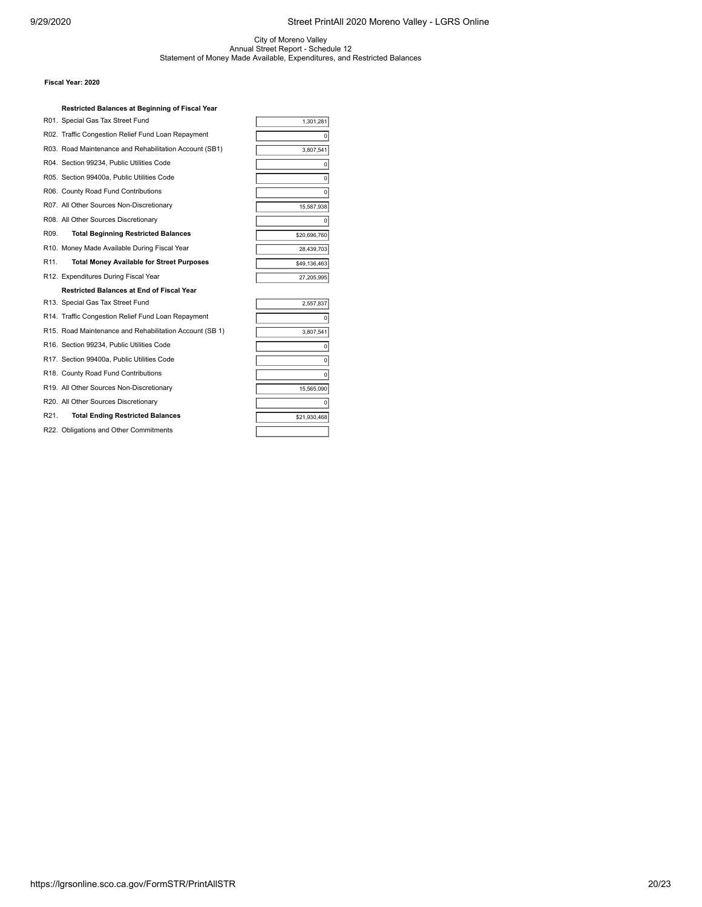City of Moreno Valley
Annual Street Report - Schedule 12
Statement of Money Made Available, Expenditures, and Restricted Balances

**Fiscal Year: 2020**

| | | |
|---|---|---|
| | **Restricted Balances at Beginning of Fiscal Year** | |
| R01. | Special Gas Tax Street Fund | 1,301,281 |
| R02. | Traffic Congestion Relief Fund Loan Repayment | 0 |
| R03. | Road Maintenance and Rehabilitation Account (SB1) | 3,807,541 |
| R04. | Section 99234, Public Utilities Code | 0 |
| R05. | Section 99400a, Public Utilities Code | 0 |
| R06. | County Road Fund Contributions | 0 |
| R07. | All Other Sources Non-Discretionary | 15,587,938 |
| R08. | All Other Sources Discretionary | 0 |
| R09. | **Total Beginning Restricted Balances** | $20,696,760 |
| R10. | Money Made Available During Fiscal Year | 28,439,703 |
| R11. | **Total Money Available for Street Purposes** | $49,136,463 |
| R12. | Expenditures During Fiscal Year | 27,205,995 |
| | **Restricted Balances at End of Fiscal Year** | |
| R13. | Special Gas Tax Street Fund | 2,557,837 |
| R14. | Traffic Congestion Relief Fund Loan Repayment | 0 |
| R15. | Road Maintenance and Rehabilitation Account (SB 1) | 3,807,541 |
| R16. | Section 99234, Public Utilities Code | 0 |
| R17. | Section 99400a, Public Utilities Code | 0 |
| R18. | County Road Fund Contributions | 0 |
| R19. | All Other Sources Non-Discretionary | 15,565,090 |
| R20. | All Other Sources Discretionary | 0 |
| R21. | **Total Ending Restricted Balances** | $21,930,468 |
| R22. | Obligations and Other Commitments | |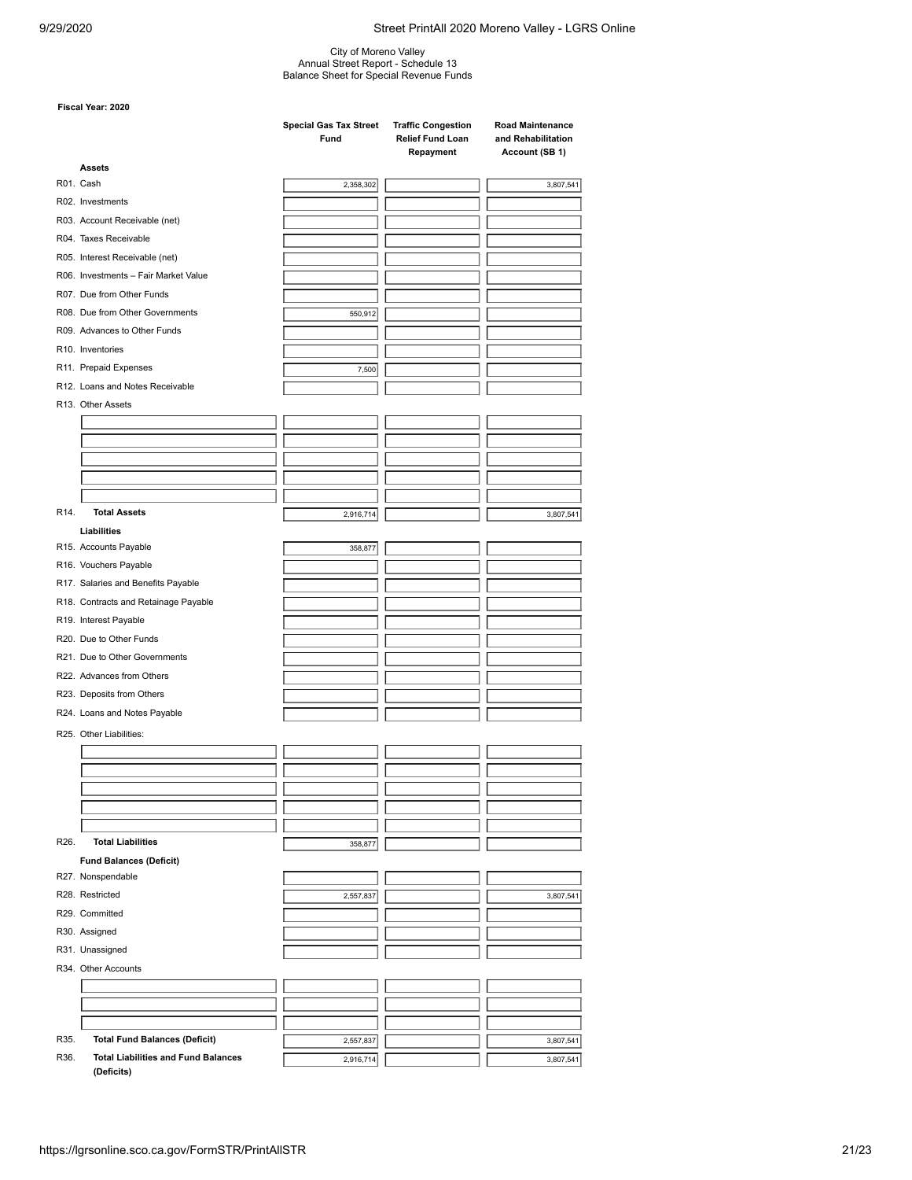City of Moreno Valley
Annual Street Report - Schedule 13
Balance Sheet for Special Revenue Funds

**Fiscal Year: 2020**

| | Special Gas Tax Street Fund | Traffic Congestion Relief Fund Loan Repayment | Road Maintenance and Rehabilitation Account (SB 1) |
|---|---|---|---|
| **Assets** | | | |
| R01. Cash | 2,358,302 | | 3,807,541 |
| R02. Investments | | | |
| R03. Account Receivable (net) | | | |
| R04. Taxes Receivable | | | |
| R05. Interest Receivable (net) | | | |
| R06. Investments – Fair Market Value | | | |
| R07. Due from Other Funds | | | |
| R08. Due from Other Governments | 550,912 | | |
| R09. Advances to Other Funds | | | |
| R10. Inventories | | | |
| R11. Prepaid Expenses | 7,500 | | |
| R12. Loans and Notes Receivable | | | |
| R13. Other Assets | | | |
| | | | |
| | | | |
| | | | |
| | | | |
| | | | |
| R14. **Total Assets** | 2,916,714 | | 3,807,541 |
| **Liabilities** | | | |
| R15. Accounts Payable | 358,877 | | |
| R16. Vouchers Payable | | | |
| R17. Salaries and Benefits Payable | | | |
| R18. Contracts and Retainage Payable | | | |
| R19. Interest Payable | | | |
| R20. Due to Other Funds | | | |
| R21. Due to Other Governments | | | |
| R22. Advances from Others | | | |
| R23. Deposits from Others | | | |
| R24. Loans and Notes Payable | | | |
| R25. Other Liabilities: | | | |
| | | | |
| | | | |
| | | | |
| | | | |
| | | | |
| R26. **Total Liabilities** | 358,877 | | |
| **Fund Balances (Deficit)** | | | |
| R27. Nonspendable | | | |
| R28. Restricted | 2,557,837 | | 3,807,541 |
| R29. Committed | | | |
| R30. Assigned | | | |
| R31. Unassigned | | | |
| R34. Other Accounts | | | |
| | | | |
| | | | |
| | | | |
| R35. **Total Fund Balances (Deficit)** | 2,557,837 | | 3,807,541 |
| R36. **Total Liabilities and Fund Balances (Deficits)** | 2,916,714 | | 3,807,541 |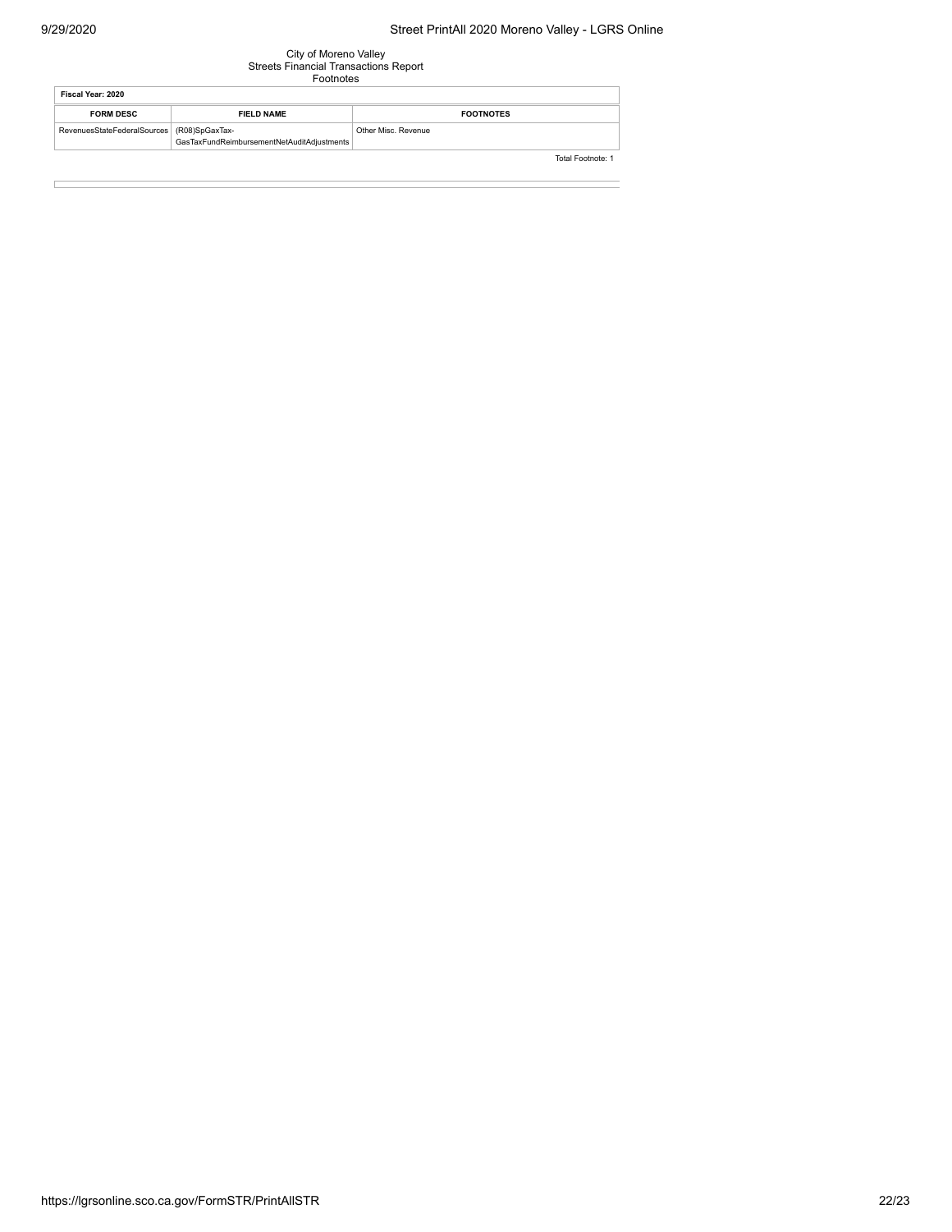City of Moreno Valley
Streets Financial Transactions Report
Footnotes

**Fiscal Year: 2020**

| FORM DESC | FIELD NAME | FOOTNOTES |
| --- | --- | --- |
| RevenuesStateFederalSources | (R08)SpGaxTax-GasTaxFundReimbursementNetAuditAdjustments | Other Misc. Revenue |

Total Footnote: 1